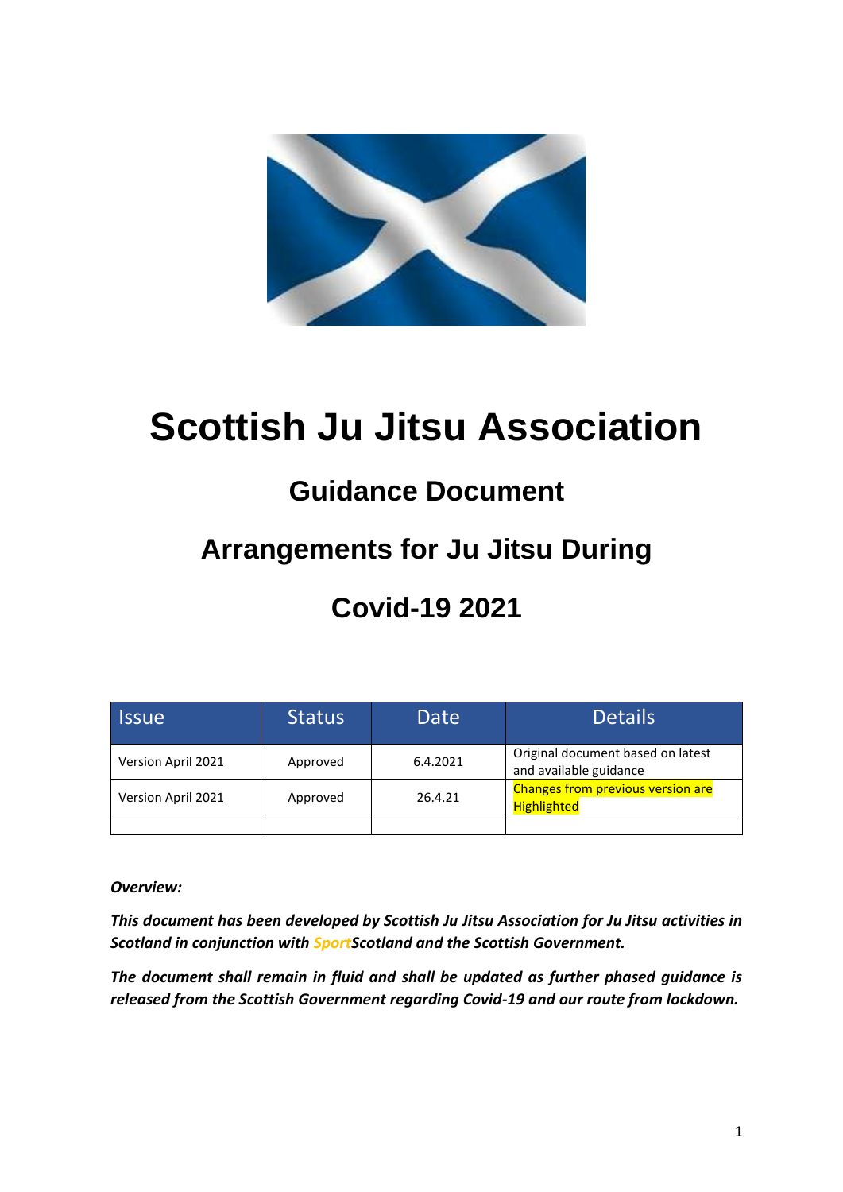# Scottish Ju Jitsu Association

## Guidance Document

## Arrangements for Ju Jitsu During

## Covid-19 2021

| Issue | Status | Date | Details |
|---|---|---|---|
| Version April 2021 | Approved | 6.4.2021 | Original document based on latest and available guidance |
| Version April 2021 | Approved | 26.4.21 | Changes from previous version are Highlighted |
| | | | |

***Overview:***

***This document has been developed by Scottish Ju Jitsu Association for Ju Jitsu activities in Scotland in conjunction with SportScotland and the Scottish Government.***

***The document shall remain in fluid and shall be updated as further phased guidance is released from the Scottish Government regarding Covid-19 and our route from lockdown.***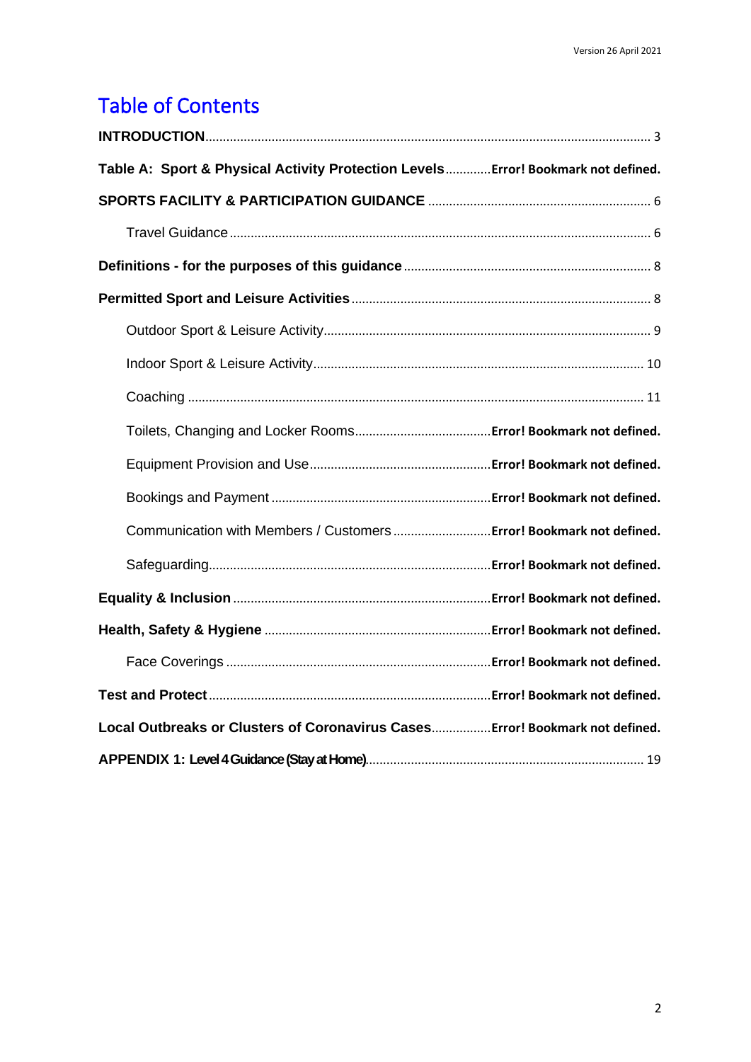# Table of Contents

**INTRODUCTION**.............................................................................................................. 3

**Table A: Sport & Physical Activity Protection Levels**............**Error! Bookmark not defined.**

**SPORTS FACILITY & PARTICIPATION GUIDANCE** ............................................................... 6

Travel Guidance....................................................................................................... 6

**Definitions - for the purposes of this guidance**...................................................................... 8

**Permitted Sport and Leisure Activities**.................................................................................... 8

Outdoor Sport & Leisure Activity............................................................................................ 9

Indoor Sport & Leisure Activity.............................................................................................. 10

Coaching ................................................................................................................ 11

Toilets, Changing and Locker Rooms......................................**Error! Bookmark not defined.**

Equipment Provision and Use...................................................**Error! Bookmark not defined.**

Bookings and Payment ..............................................................**Error! Bookmark not defined.**

Communication with Members / Customers............................**Error! Bookmark not defined.**

Safeguarding..........................................................................**Error! Bookmark not defined.**

**Equality & Inclusion** ...........................................................................**Error! Bookmark not defined.**

**Health, Safety & Hygiene** ...................................................................**Error! Bookmark not defined.**

Face Coverings ...........................................................................**Error! Bookmark not defined.**

**Test and Protect**...............................................................................**Error! Bookmark not defined.**

**Local Outbreaks or Clusters of Coronavirus Cases**.................**Error! Bookmark not defined.**

**APPENDIX 1: Level 4 Guidance (Stay at Home)**............................................................................... 19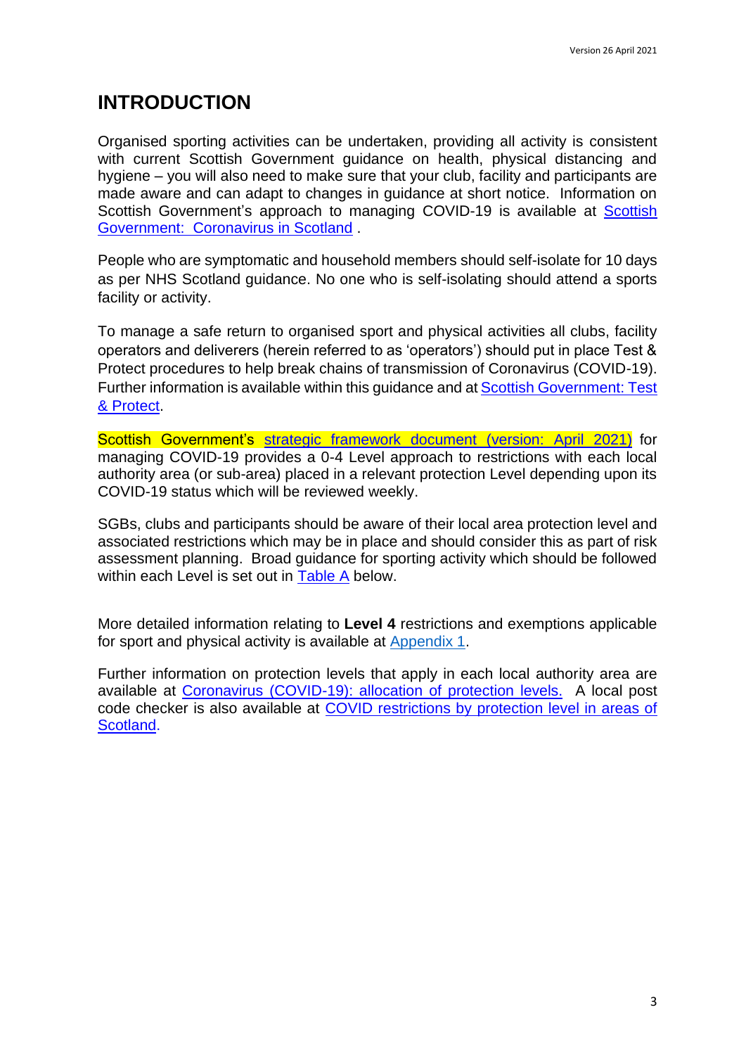# INTRODUCTION

Organised sporting activities can be undertaken, providing all activity is consistent with current Scottish Government guidance on health, physical distancing and hygiene – you will also need to make sure that your club, facility and participants are made aware and can adapt to changes in guidance at short notice. Information on Scottish Government's approach to managing COVID-19 is available at Scottish Government: Coronavirus in Scotland .

People who are symptomatic and household members should self-isolate for 10 days as per NHS Scotland guidance. No one who is self-isolating should attend a sports facility or activity.

To manage a safe return to organised sport and physical activities all clubs, facility operators and deliverers (herein referred to as 'operators') should put in place Test & Protect procedures to help break chains of transmission of Coronavirus (COVID-19). Further information is available within this guidance and at Scottish Government: Test & Protect.

Scottish Government's strategic framework document (version: April 2021) for managing COVID-19 provides a 0-4 Level approach to restrictions with each local authority area (or sub-area) placed in a relevant protection Level depending upon its COVID-19 status which will be reviewed weekly.

SGBs, clubs and participants should be aware of their local area protection level and associated restrictions which may be in place and should consider this as part of risk assessment planning. Broad guidance for sporting activity which should be followed within each Level is set out in Table A below.

More detailed information relating to **Level 4** restrictions and exemptions applicable for sport and physical activity is available at Appendix 1.

Further information on protection levels that apply in each local authority area are available at Coronavirus (COVID-19): allocation of protection levels. A local post code checker is also available at COVID restrictions by protection level in areas of Scotland.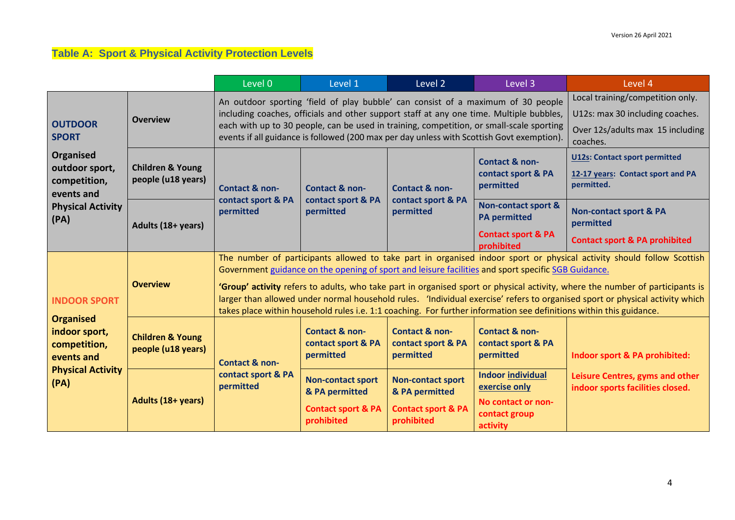Version 26 April 2021

## Table A: Sport & Physical Activity Protection Levels

| | | Level 0 | Level 1 | Level 2 | Level 3 | Level 4 |
|---|---|---|---|---|---|---|
| **OUTDOOR SPORT** **Organised outdoor sport, competition, events and Physical Activity (PA)** | **Overview** | An outdoor sporting 'field of play bubble' can consist of a maximum of 30 people including coaches, officials and other support staff at any one time. Multiple bubbles, each with up to 30 people, can be used in training, competition, or small-scale sporting events if all guidance is followed (200 max per day unless with Scottish Govt exemption). | | | | Local training/competition only. U12s: max 30 including coaches. Over 12s/adults max 15 including coaches. |
| | **Children & Young people (u18 years)** | **Contact & non-contact sport & PA permitted** | **Contact & non-contact sport & PA permitted** | **Contact & non-contact sport & PA permitted** | **Contact & non-contact sport & PA permitted** | **U12s: Contact sport permitted** **12-17 years: Contact sport and PA permitted.** |
| | **Adults (18+ years)** | | | | **Non-contact sport & PA permitted** **Contact sport & PA prohibited** | **Non-contact sport & PA permitted** **Contact sport & PA prohibited** |
| **INDOOR SPORT** **Organised indoor sport, competition, events and Physical Activity (PA)** | **Overview** | The number of participants allowed to take part in organised indoor sport or physical activity should follow Scottish Government guidance on the opening of sport and leisure facilities and sport specific SGB Guidance. **'Group' activity** refers to adults, who take part in organised sport or physical activity, where the number of participants is larger than allowed under normal household rules. 'Individual exercise' refers to organised sport or physical activity which takes place within household rules i.e. 1:1 coaching. For further information see definitions within this guidance. | | | | |
| | **Children & Young people (u18 years)** | **Contact & non-contact sport & PA permitted** | **Contact & non-contact sport & PA permitted** | **Contact & non-contact sport & PA permitted** | **Contact & non-contact sport & PA permitted** | **Indoor sport & PA prohibited:** **Leisure Centres, gyms and other indoor sports facilities closed.** |
| | **Adults (18+ years)** | | **Non-contact sport & PA permitted** **Contact sport & PA prohibited** | **Non-contact sport & PA permitted** **Contact sport & PA prohibited** | **Indoor individual exercise only** **No contact or non-contact group activity** | |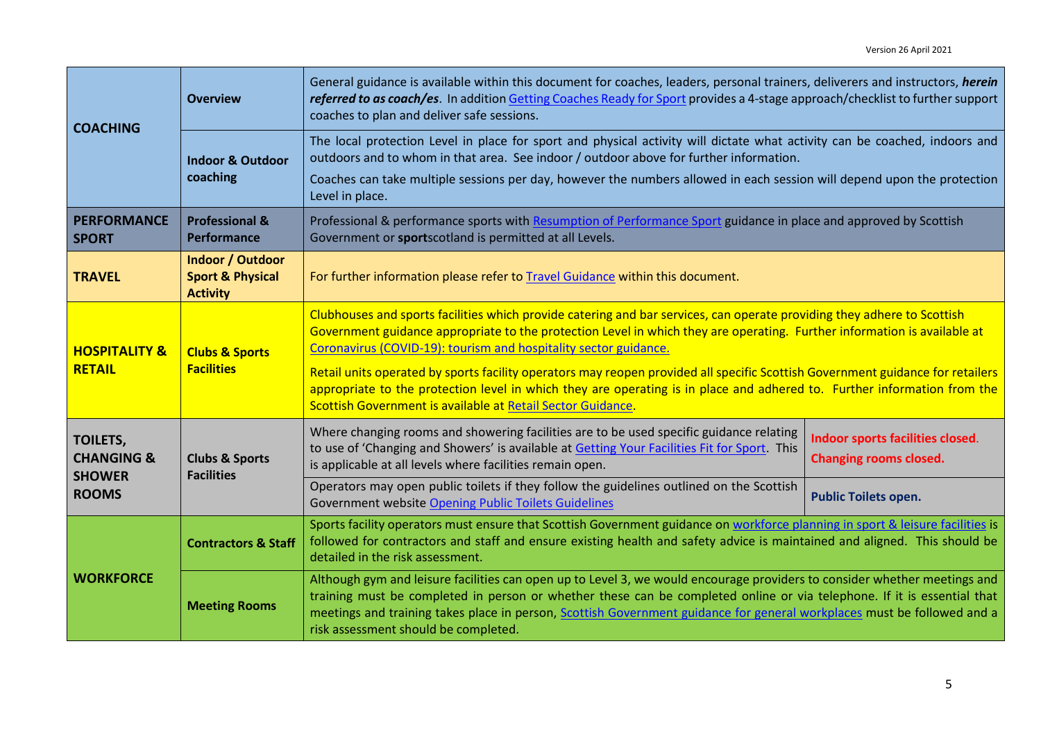| | | | |
|---|---|---|---|
| **COACHING** | **Overview** | General guidance is available within this document for coaches, leaders, personal trainers, deliverers and instructors, ***herein referred to as coach/es***. In addition Getting Coaches Ready for Sport provides a 4-stage approach/checklist to further support coaches to plan and deliver safe sessions. | |
| | **Indoor & Outdoor coaching** | The local protection Level in place for sport and physical activity will dictate what activity can be coached, indoors and outdoors and to whom in that area. See indoor / outdoor above for further information.<br>Coaches can take multiple sessions per day, however the numbers allowed in each session will depend upon the protection Level in place. | |
| **PERFORMANCE SPORT** | **Professional & Performance** | Professional & performance sports with Resumption of Performance Sport guidance in place and approved by Scottish Government or **sport**scotland is permitted at all Levels. | |
| **TRAVEL** | **Indoor / Outdoor Sport & Physical Activity** | For further information please refer to Travel Guidance within this document. | |
| **HOSPITALITY & RETAIL** | **Clubs & Sports Facilities** | Clubhouses and sports facilities which provide catering and bar services, can operate providing they adhere to Scottish Government guidance appropriate to the protection Level in which they are operating. Further information is available at Coronavirus (COVID-19): tourism and hospitality sector guidance.<br>Retail units operated by sports facility operators may reopen provided all specific Scottish Government guidance for retailers appropriate to the protection level in which they are operating is in place and adhered to. Further information from the Scottish Government is available at Retail Sector Guidance. | |
| **TOILETS, CHANGING & SHOWER ROOMS** | **Clubs & Sports Facilities** | Where changing rooms and showering facilities are to be used specific guidance relating to use of 'Changing and Showers' is available at Getting Your Facilities Fit for Sport. This is applicable at all levels where facilities remain open. | **Indoor sports facilities closed.**<br>**Changing rooms closed.** |
| | | Operators may open public toilets if they follow the guidelines outlined on the Scottish Government website Opening Public Toilets Guidelines | **Public Toilets open.** |
| **WORKFORCE** | **Contractors & Staff** | Sports facility operators must ensure that Scottish Government guidance on workforce planning in sport & leisure facilities is followed for contractors and staff and ensure existing health and safety advice is maintained and aligned. This should be detailed in the risk assessment. | |
| | **Meeting Rooms** | Although gym and leisure facilities can open up to Level 3, we would encourage providers to consider whether meetings and training must be completed in person or whether these can be completed online or via telephone. If it is essential that meetings and training takes place in person, Scottish Government guidance for general workplaces must be followed and a risk assessment should be completed. | |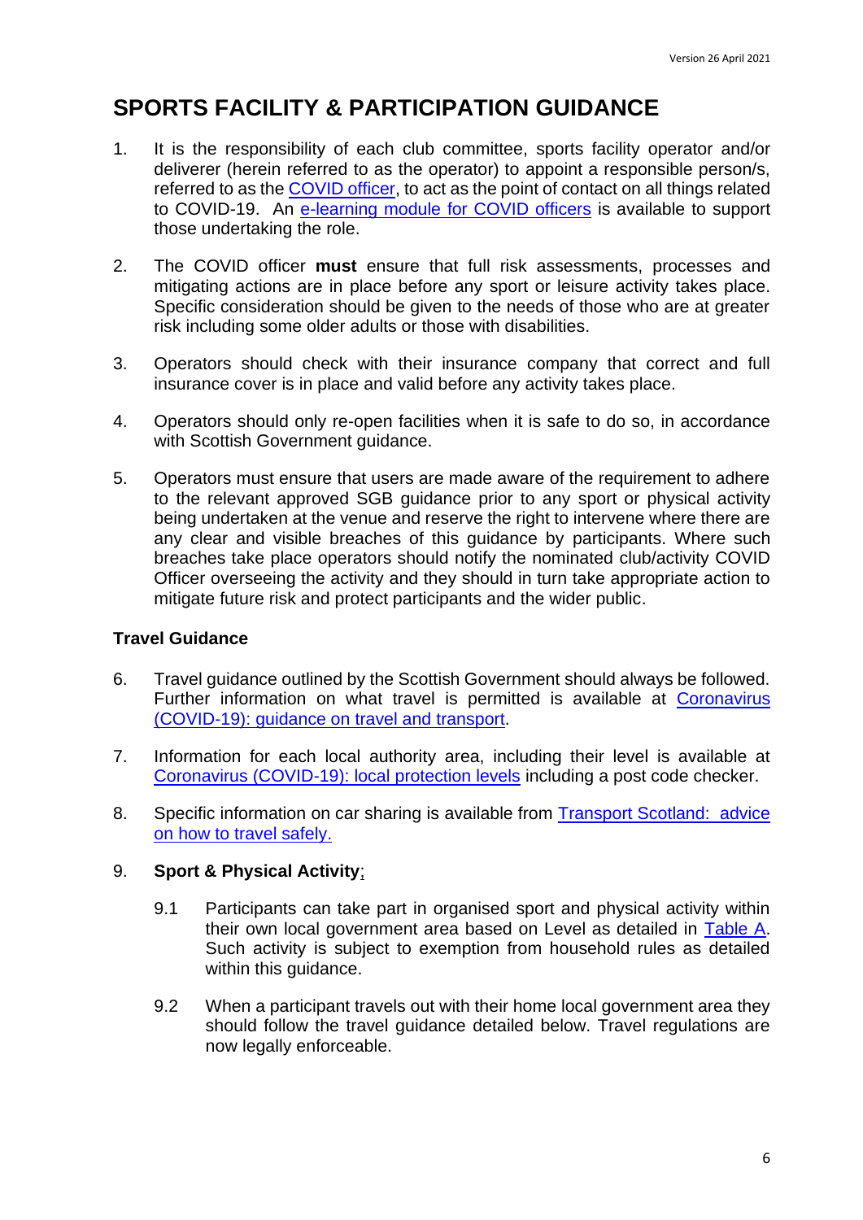# SPORTS FACILITY & PARTICIPATION GUIDANCE

1. It is the responsibility of each club committee, sports facility operator and/or deliverer (herein referred to as the operator) to appoint a responsible person/s, referred to as the COVID officer, to act as the point of contact on all things related to COVID-19. An e-learning module for COVID officers is available to support those undertaking the role.

2. The COVID officer **must** ensure that full risk assessments, processes and mitigating actions are in place before any sport or leisure activity takes place. Specific consideration should be given to the needs of those who are at greater risk including some older adults or those with disabilities.

3. Operators should check with their insurance company that correct and full insurance cover is in place and valid before any activity takes place.

4. Operators should only re-open facilities when it is safe to do so, in accordance with Scottish Government guidance.

5. Operators must ensure that users are made aware of the requirement to adhere to the relevant approved SGB guidance prior to any sport or physical activity being undertaken at the venue and reserve the right to intervene where there are any clear and visible breaches of this guidance by participants. Where such breaches take place operators should notify the nominated club/activity COVID Officer overseeing the activity and they should in turn take appropriate action to mitigate future risk and protect participants and the wider public.

### Travel Guidance

6. Travel guidance outlined by the Scottish Government should always be followed. Further information on what travel is permitted is available at Coronavirus (COVID-19): guidance on travel and transport.

7. Information for each local authority area, including their level is available at Coronavirus (COVID-19): local protection levels including a post code checker.

8. Specific information on car sharing is available from Transport Scotland: advice on how to travel safely.

9. **Sport & Physical Activity**;

   9.1 Participants can take part in organised sport and physical activity within their own local government area based on Level as detailed in Table A. Such activity is subject to exemption from household rules as detailed within this guidance.

   9.2 When a participant travels out with their home local government area they should follow the travel guidance detailed below. Travel regulations are now legally enforceable.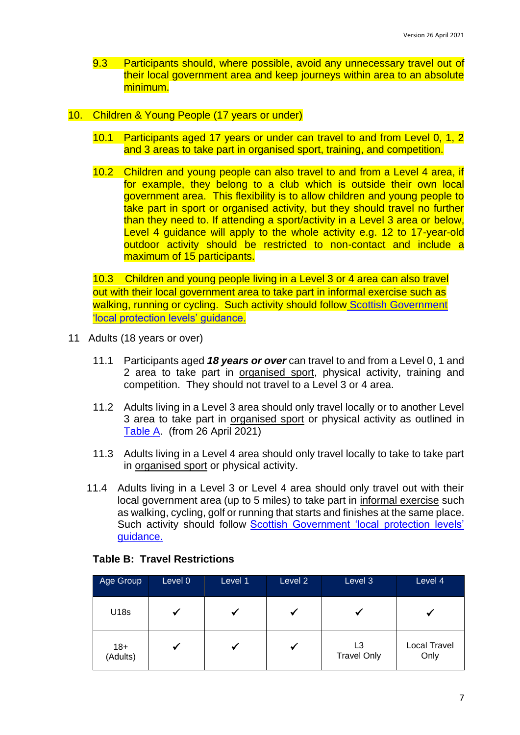9.3 Participants should, where possible, avoid any unnecessary travel out of their local government area and keep journeys within area to an absolute minimum.

## 10. Children & Young People (17 years or under)

10.1 Participants aged 17 years or under can travel to and from Level 0, 1, 2 and 3 areas to take part in organised sport, training, and competition.

10.2 Children and young people can also travel to and from a Level 4 area, if for example, they belong to a club which is outside their own local government area. This flexibility is to allow children and young people to take part in sport or organised activity, but they should travel no further than they need to. If attending a sport/activity in a Level 3 area or below, Level 4 guidance will apply to the whole activity e.g. 12 to 17-year-old outdoor activity should be restricted to non-contact and include a maximum of 15 participants.

10.3 Children and young people living in a Level 3 or 4 area can also travel out with their local government area to take part in informal exercise such as walking, running or cycling. Such activity should follow [Scottish Government 'local protection levels' guidance.]

## 11 Adults (18 years or over)

11.1 Participants aged ***18 years or over*** can travel to and from a Level 0, 1 and 2 area to take part in organised sport, physical activity, training and competition. They should not travel to a Level 3 or 4 area.

11.2 Adults living in a Level 3 area should only travel locally or to another Level 3 area to take part in organised sport or physical activity as outlined in [Table A]. (from 26 April 2021)

11.3 Adults living in a Level 4 area should only travel locally to take to take part in organised sport or physical activity.

11.4 Adults living in a Level 3 or Level 4 area should only travel out with their local government area (up to 5 miles) to take part in informal exercise such as walking, cycling, golf or running that starts and finishes at the same place. Such activity should follow [Scottish Government 'local protection levels' guidance.]

**Table B: Travel Restrictions**

| Age Group | Level 0 | Level 1 | Level 2 | Level 3 | Level 4 |
|---|---|---|---|---|---|
| U18s | ✓ | ✓ | ✓ | ✓ | ✓ |
| 18+ (Adults) | ✓ | ✓ | ✓ | L3 Travel Only | Local Travel Only |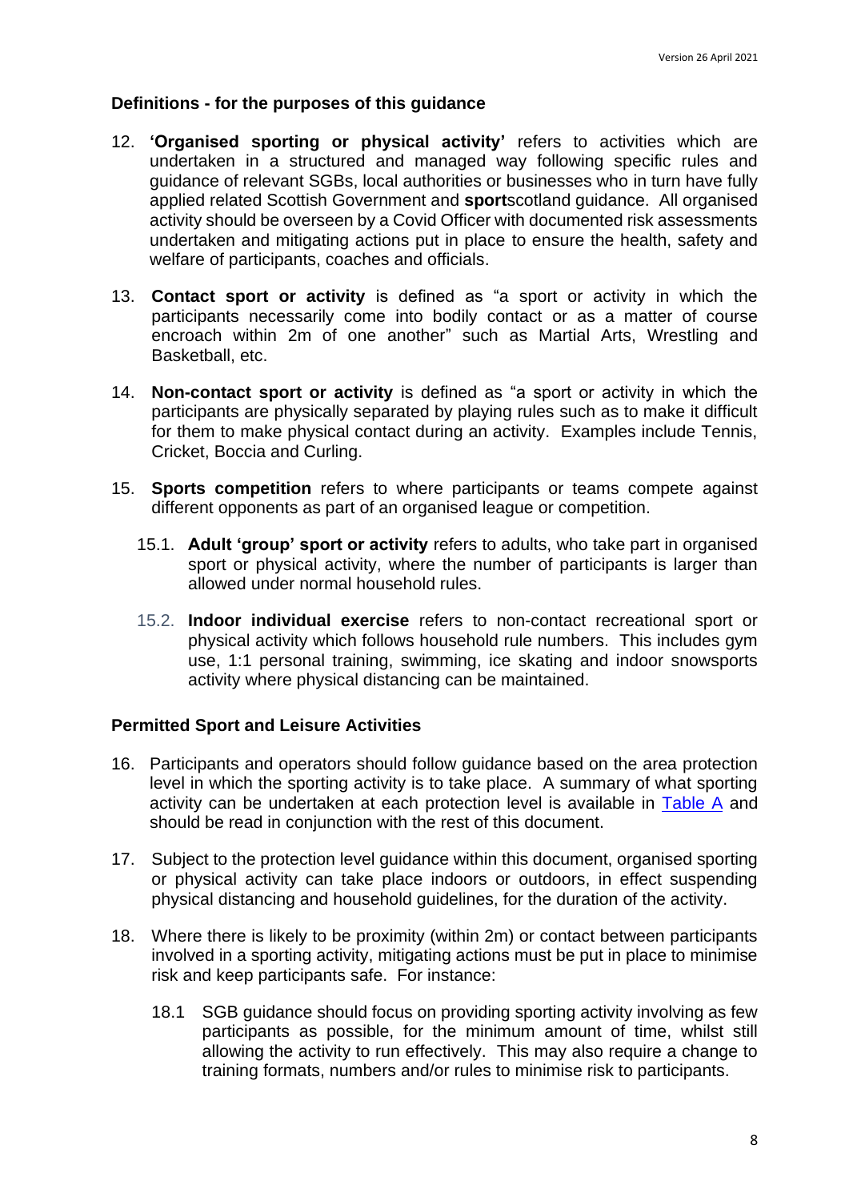### Definitions - for the purposes of this guidance

12. **'Organised sporting or physical activity'** refers to activities which are undertaken in a structured and managed way following specific rules and guidance of relevant SGBs, local authorities or businesses who in turn have fully applied related Scottish Government and **sport**scotland guidance. All organised activity should be overseen by a Covid Officer with documented risk assessments undertaken and mitigating actions put in place to ensure the health, safety and welfare of participants, coaches and officials.

13. **Contact sport or activity** is defined as "a sport or activity in which the participants necessarily come into bodily contact or as a matter of course encroach within 2m of one another" such as Martial Arts, Wrestling and Basketball, etc.

14. **Non-contact sport or activity** is defined as "a sport or activity in which the participants are physically separated by playing rules such as to make it difficult for them to make physical contact during an activity. Examples include Tennis, Cricket, Boccia and Curling.

15. **Sports competition** refers to where participants or teams compete against different opponents as part of an organised league or competition.

    15.1. **Adult 'group' sport or activity** refers to adults, who take part in organised sport or physical activity, where the number of participants is larger than allowed under normal household rules.

    15.2. **Indoor individual exercise** refers to non-contact recreational sport or physical activity which follows household rule numbers. This includes gym use, 1:1 personal training, swimming, ice skating and indoor snowsports activity where physical distancing can be maintained.

### Permitted Sport and Leisure Activities

16. Participants and operators should follow guidance based on the area protection level in which the sporting activity is to take place. A summary of what sporting activity can be undertaken at each protection level is available in [Table A] and should be read in conjunction with the rest of this document.

17. Subject to the protection level guidance within this document, organised sporting or physical activity can take place indoors or outdoors, in effect suspending physical distancing and household guidelines, for the duration of the activity.

18. Where there is likely to be proximity (within 2m) or contact between participants involved in a sporting activity, mitigating actions must be put in place to minimise risk and keep participants safe. For instance:

    18.1 SGB guidance should focus on providing sporting activity involving as few participants as possible, for the minimum amount of time, whilst still allowing the activity to run effectively. This may also require a change to training formats, numbers and/or rules to minimise risk to participants.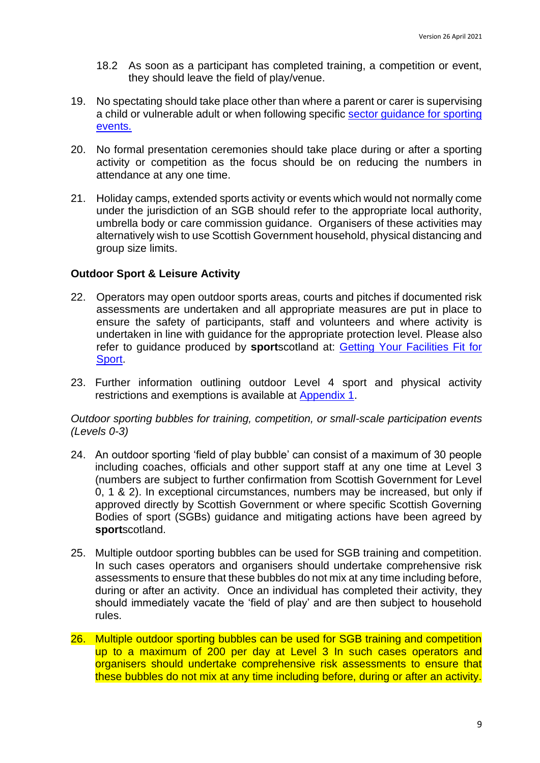18.2 As soon as a participant has completed training, a competition or event, they should leave the field of play/venue.

19. No spectating should take place other than where a parent or carer is supervising a child or vulnerable adult or when following specific [sector guidance for sporting events.]()

20. No formal presentation ceremonies should take place during or after a sporting activity or competition as the focus should be on reducing the numbers in attendance at any one time.

21. Holiday camps, extended sports activity or events which would not normally come under the jurisdiction of an SGB should refer to the appropriate local authority, umbrella body or care commission guidance. Organisers of these activities may alternatively wish to use Scottish Government household, physical distancing and group size limits.

### Outdoor Sport & Leisure Activity

22. Operators may open outdoor sports areas, courts and pitches if documented risk assessments are undertaken and all appropriate measures are put in place to ensure the safety of participants, staff and volunteers and where activity is undertaken in line with guidance for the appropriate protection level. Please also refer to guidance produced by **sport**scotland at: [Getting Your Facilities Fit for Sport]().

23. Further information outlining outdoor Level 4 sport and physical activity restrictions and exemptions is available at [Appendix 1]().

*Outdoor sporting bubbles for training, competition, or small-scale participation events (Levels 0-3)*

24. An outdoor sporting 'field of play bubble' can consist of a maximum of 30 people including coaches, officials and other support staff at any one time at Level 3 (numbers are subject to further confirmation from Scottish Government for Level 0, 1 & 2). In exceptional circumstances, numbers may be increased, but only if approved directly by Scottish Government or where specific Scottish Governing Bodies of sport (SGBs) guidance and mitigating actions have been agreed by **sport**scotland.

25. Multiple outdoor sporting bubbles can be used for SGB training and competition. In such cases operators and organisers should undertake comprehensive risk assessments to ensure that these bubbles do not mix at any time including before, during or after an activity. Once an individual has completed their activity, they should immediately vacate the 'field of play' and are then subject to household rules.

26. Multiple outdoor sporting bubbles can be used for SGB training and competition up to a maximum of 200 per day at Level 3 In such cases operators and organisers should undertake comprehensive risk assessments to ensure that these bubbles do not mix at any time including before, during or after an activity.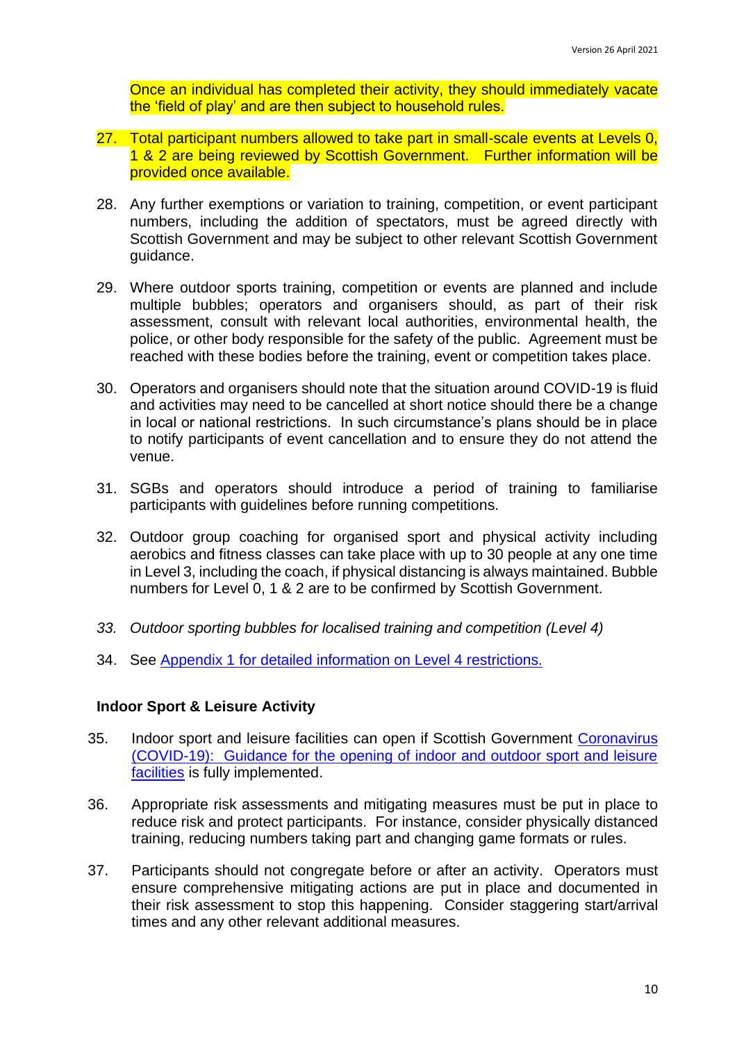Once an individual has completed their activity, they should immediately vacate the 'field of play' and are then subject to household rules.

27. Total participant numbers allowed to take part in small-scale events at Levels 0, 1 & 2 are being reviewed by Scottish Government. Further information will be provided once available.

28. Any further exemptions or variation to training, competition, or event participant numbers, including the addition of spectators, must be agreed directly with Scottish Government and may be subject to other relevant Scottish Government guidance.

29. Where outdoor sports training, competition or events are planned and include multiple bubbles; operators and organisers should, as part of their risk assessment, consult with relevant local authorities, environmental health, the police, or other body responsible for the safety of the public. Agreement must be reached with these bodies before the training, event or competition takes place.

30. Operators and organisers should note that the situation around COVID-19 is fluid and activities may need to be cancelled at short notice should there be a change in local or national restrictions. In such circumstance's plans should be in place to notify participants of event cancellation and to ensure they do not attend the venue.

31. SGBs and operators should introduce a period of training to familiarise participants with guidelines before running competitions.

32. Outdoor group coaching for organised sport and physical activity including aerobics and fitness classes can take place with up to 30 people at any one time in Level 3, including the coach, if physical distancing is always maintained. Bubble numbers for Level 0, 1 & 2 are to be confirmed by Scottish Government.

33. *Outdoor sporting bubbles for localised training and competition (Level 4)*

34. See Appendix 1 for detailed information on Level 4 restrictions.

**Indoor Sport & Leisure Activity**

35. Indoor sport and leisure facilities can open if Scottish Government Coronavirus (COVID-19): Guidance for the opening of indoor and outdoor sport and leisure facilities is fully implemented.

36. Appropriate risk assessments and mitigating measures must be put in place to reduce risk and protect participants. For instance, consider physically distanced training, reducing numbers taking part and changing game formats or rules.

37. Participants should not congregate before or after an activity. Operators must ensure comprehensive mitigating actions are put in place and documented in their risk assessment to stop this happening. Consider staggering start/arrival times and any other relevant additional measures.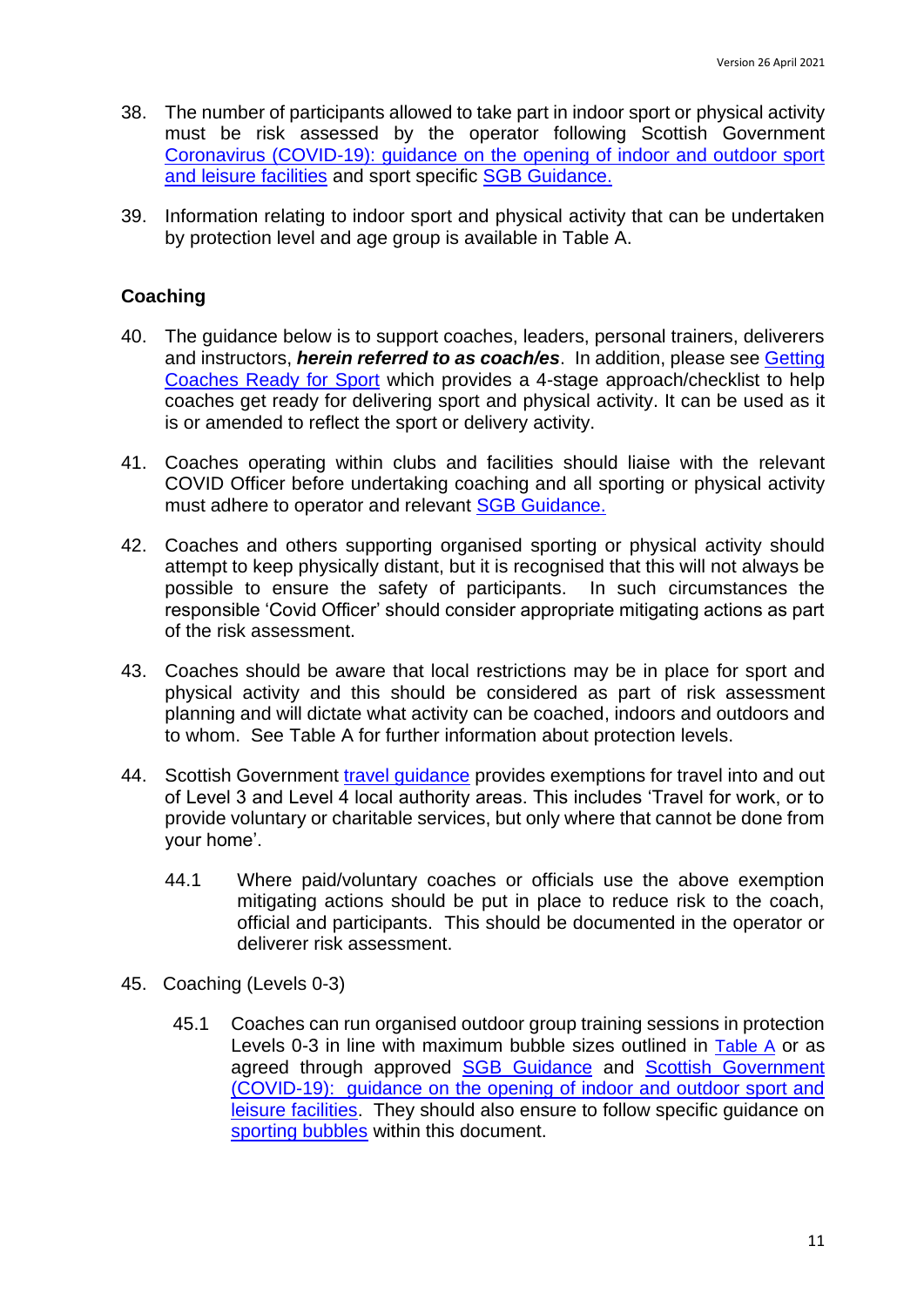38. The number of participants allowed to take part in indoor sport or physical activity must be risk assessed by the operator following Scottish Government [Coronavirus (COVID-19): guidance on the opening of indoor and outdoor sport and leisure facilities]() and sport specific [SGB Guidance.]()

39. Information relating to indoor sport and physical activity that can be undertaken by protection level and age group is available in Table A.

## Coaching

40. The guidance below is to support coaches, leaders, personal trainers, deliverers and instructors, ***herein referred to as coach/es***. In addition, please see [Getting Coaches Ready for Sport]() which provides a 4-stage approach/checklist to help coaches get ready for delivering sport and physical activity. It can be used as it is or amended to reflect the sport or delivery activity.

41. Coaches operating within clubs and facilities should liaise with the relevant COVID Officer before undertaking coaching and all sporting or physical activity must adhere to operator and relevant [SGB Guidance.]()

42. Coaches and others supporting organised sporting or physical activity should attempt to keep physically distant, but it is recognised that this will not always be possible to ensure the safety of participants. In such circumstances the responsible 'Covid Officer' should consider appropriate mitigating actions as part of the risk assessment.

43. Coaches should be aware that local restrictions may be in place for sport and physical activity and this should be considered as part of risk assessment planning and will dictate what activity can be coached, indoors and outdoors and to whom. See Table A for further information about protection levels.

44. Scottish Government [travel guidance]() provides exemptions for travel into and out of Level 3 and Level 4 local authority areas. This includes 'Travel for work, or to provide voluntary or charitable services, but only where that cannot be done from your home'.

    44.1 Where paid/voluntary coaches or officials use the above exemption mitigating actions should be put in place to reduce risk to the coach, official and participants. This should be documented in the operator or deliverer risk assessment.

45. Coaching (Levels 0-3)

    45.1 Coaches can run organised outdoor group training sessions in protection Levels 0-3 in line with maximum bubble sizes outlined in [Table A]() or as agreed through approved [SGB Guidance]() and [Scottish Government (COVID-19): guidance on the opening of indoor and outdoor sport and leisure facilities](). They should also ensure to follow specific guidance on [sporting bubbles]() within this document.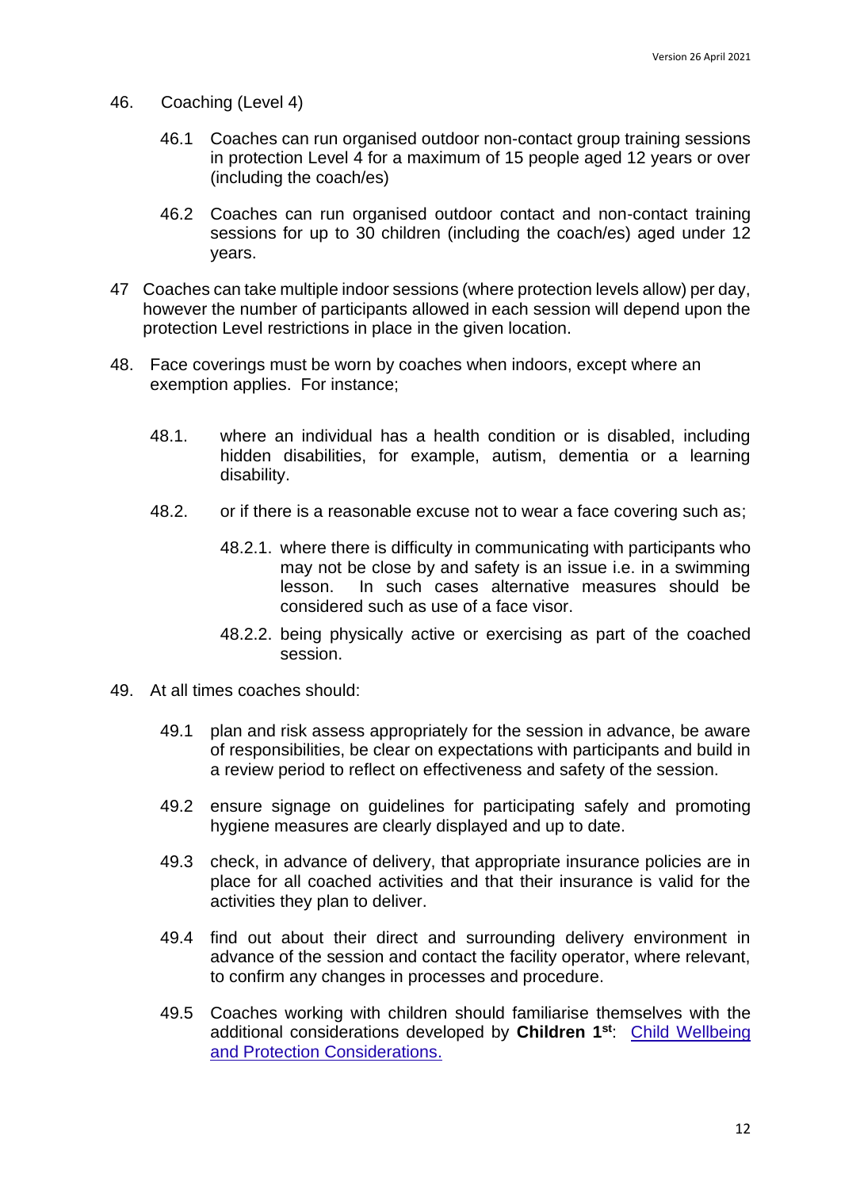46. Coaching (Level 4)

    46.1 Coaches can run organised outdoor non-contact group training sessions in protection Level 4 for a maximum of 15 people aged 12 years or over (including the coach/es)

    46.2 Coaches can run organised outdoor contact and non-contact training sessions for up to 30 children (including the coach/es) aged under 12 years.

47 Coaches can take multiple indoor sessions (where protection levels allow) per day, however the number of participants allowed in each session will depend upon the protection Level restrictions in place in the given location.

48. Face coverings must be worn by coaches when indoors, except where an exemption applies. For instance;

    48.1. where an individual has a health condition or is disabled, including hidden disabilities, for example, autism, dementia or a learning disability.

    48.2. or if there is a reasonable excuse not to wear a face covering such as;

        48.2.1. where there is difficulty in communicating with participants who may not be close by and safety is an issue i.e. in a swimming lesson. In such cases alternative measures should be considered such as use of a face visor.

        48.2.2. being physically active or exercising as part of the coached session.

49. At all times coaches should:

    49.1 plan and risk assess appropriately for the session in advance, be aware of responsibilities, be clear on expectations with participants and build in a review period to reflect on effectiveness and safety of the session.

    49.2 ensure signage on guidelines for participating safely and promoting hygiene measures are clearly displayed and up to date.

    49.3 check, in advance of delivery, that appropriate insurance policies are in place for all coached activities and that their insurance is valid for the activities they plan to deliver.

    49.4 find out about their direct and surrounding delivery environment in advance of the session and contact the facility operator, where relevant, to confirm any changes in processes and procedure.

    49.5 Coaches working with children should familiarise themselves with the additional considerations developed by **Children 1st**: Child Wellbeing and Protection Considerations.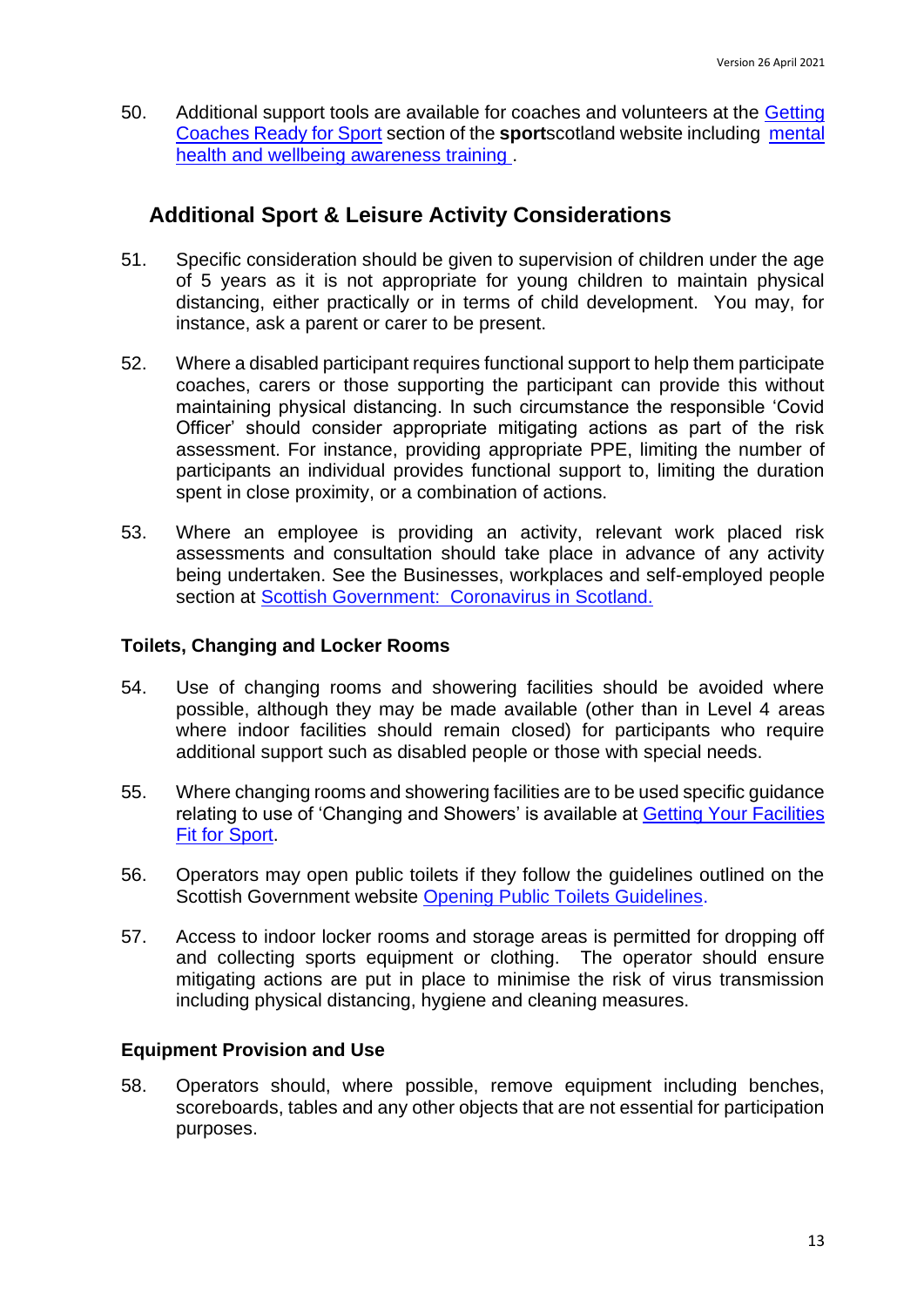50. Additional support tools are available for coaches and volunteers at the Getting Coaches Ready for Sport section of the **sport**scotland website including mental health and wellbeing awareness training .

## Additional Sport & Leisure Activity Considerations

51. Specific consideration should be given to supervision of children under the age of 5 years as it is not appropriate for young children to maintain physical distancing, either practically or in terms of child development. You may, for instance, ask a parent or carer to be present.

52. Where a disabled participant requires functional support to help them participate coaches, carers or those supporting the participant can provide this without maintaining physical distancing. In such circumstance the responsible 'Covid Officer' should consider appropriate mitigating actions as part of the risk assessment. For instance, providing appropriate PPE, limiting the number of participants an individual provides functional support to, limiting the duration spent in close proximity, or a combination of actions.

53. Where an employee is providing an activity, relevant work placed risk assessments and consultation should take place in advance of any activity being undertaken. See the Businesses, workplaces and self-employed people section at Scottish Government: Coronavirus in Scotland.

### Toilets, Changing and Locker Rooms

54. Use of changing rooms and showering facilities should be avoided where possible, although they may be made available (other than in Level 4 areas where indoor facilities should remain closed) for participants who require additional support such as disabled people or those with special needs.

55. Where changing rooms and showering facilities are to be used specific guidance relating to use of 'Changing and Showers' is available at Getting Your Facilities Fit for Sport.

56. Operators may open public toilets if they follow the guidelines outlined on the Scottish Government website Opening Public Toilets Guidelines.

57. Access to indoor locker rooms and storage areas is permitted for dropping off and collecting sports equipment or clothing. The operator should ensure mitigating actions are put in place to minimise the risk of virus transmission including physical distancing, hygiene and cleaning measures.

### Equipment Provision and Use

58. Operators should, where possible, remove equipment including benches, scoreboards, tables and any other objects that are not essential for participation purposes.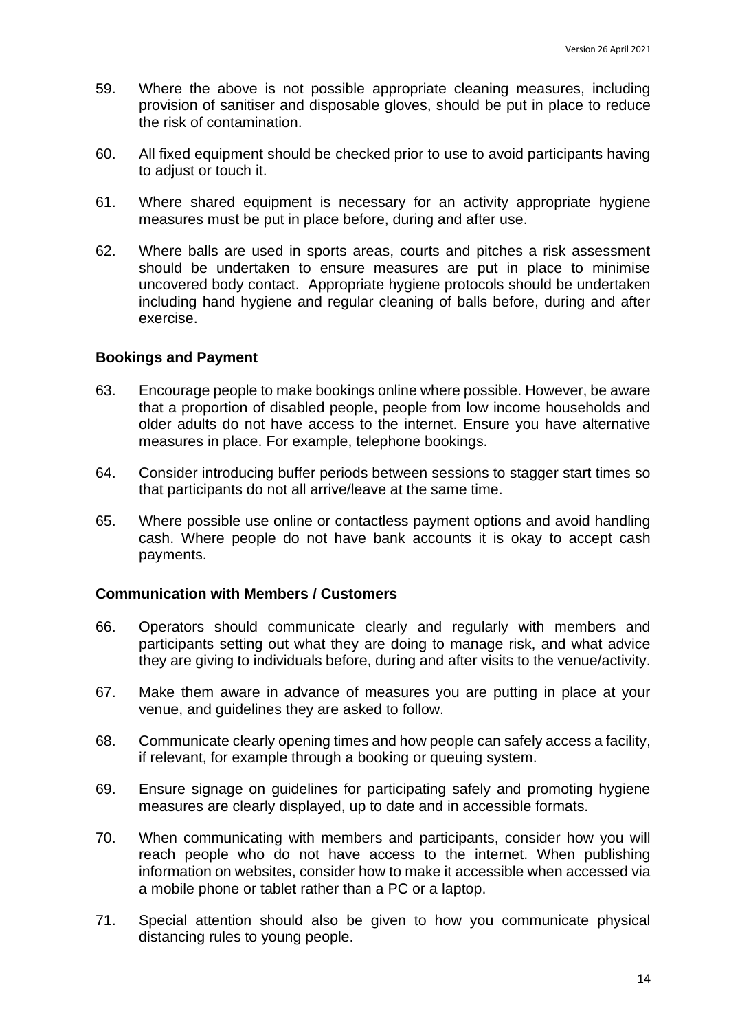59. Where the above is not possible appropriate cleaning measures, including provision of sanitiser and disposable gloves, should be put in place to reduce the risk of contamination.

60. All fixed equipment should be checked prior to use to avoid participants having to adjust or touch it.

61. Where shared equipment is necessary for an activity appropriate hygiene measures must be put in place before, during and after use.

62. Where balls are used in sports areas, courts and pitches a risk assessment should be undertaken to ensure measures are put in place to minimise uncovered body contact. Appropriate hygiene protocols should be undertaken including hand hygiene and regular cleaning of balls before, during and after exercise.

### Bookings and Payment

63. Encourage people to make bookings online where possible. However, be aware that a proportion of disabled people, people from low income households and older adults do not have access to the internet. Ensure you have alternative measures in place. For example, telephone bookings.

64. Consider introducing buffer periods between sessions to stagger start times so that participants do not all arrive/leave at the same time.

65. Where possible use online or contactless payment options and avoid handling cash. Where people do not have bank accounts it is okay to accept cash payments.

### Communication with Members / Customers

66. Operators should communicate clearly and regularly with members and participants setting out what they are doing to manage risk, and what advice they are giving to individuals before, during and after visits to the venue/activity.

67. Make them aware in advance of measures you are putting in place at your venue, and guidelines they are asked to follow.

68. Communicate clearly opening times and how people can safely access a facility, if relevant, for example through a booking or queuing system.

69. Ensure signage on guidelines for participating safely and promoting hygiene measures are clearly displayed, up to date and in accessible formats.

70. When communicating with members and participants, consider how you will reach people who do not have access to the internet. When publishing information on websites, consider how to make it accessible when accessed via a mobile phone or tablet rather than a PC or a laptop.

71. Special attention should also be given to how you communicate physical distancing rules to young people.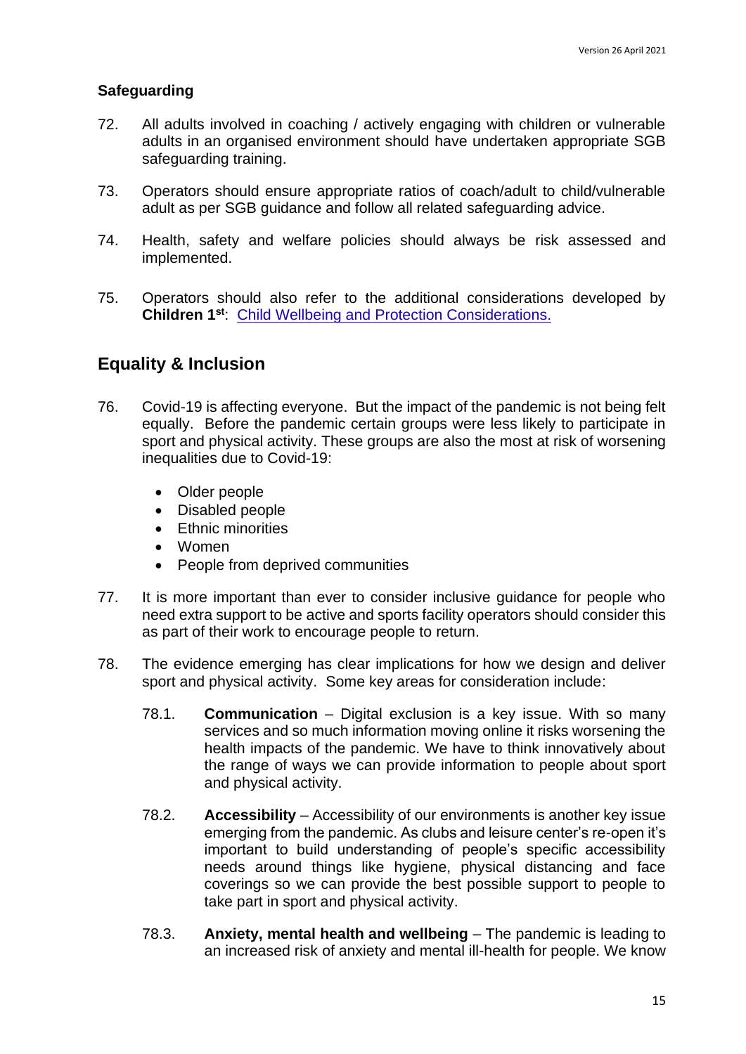### Safeguarding

72. All adults involved in coaching / actively engaging with children or vulnerable adults in an organised environment should have undertaken appropriate SGB safeguarding training.

73. Operators should ensure appropriate ratios of coach/adult to child/vulnerable adult as per SGB guidance and follow all related safeguarding advice.

74. Health, safety and welfare policies should always be risk assessed and implemented.

75. Operators should also refer to the additional considerations developed by **Children 1st**: [Child Wellbeing and Protection Considerations.]()

## Equality & Inclusion

76. Covid-19 is affecting everyone. But the impact of the pandemic is not being felt equally. Before the pandemic certain groups were less likely to participate in sport and physical activity. These groups are also the most at risk of worsening inequalities due to Covid-19:

    - Older people
    - Disabled people
    - Ethnic minorities
    - Women
    - People from deprived communities

77. It is more important than ever to consider inclusive guidance for people who need extra support to be active and sports facility operators should consider this as part of their work to encourage people to return.

78. The evidence emerging has clear implications for how we design and deliver sport and physical activity. Some key areas for consideration include:

    78.1. **Communication** – Digital exclusion is a key issue. With so many services and so much information moving online it risks worsening the health impacts of the pandemic. We have to think innovatively about the range of ways we can provide information to people about sport and physical activity.

    78.2. **Accessibility** – Accessibility of our environments is another key issue emerging from the pandemic. As clubs and leisure center's re-open it's important to build understanding of people's specific accessibility needs around things like hygiene, physical distancing and face coverings so we can provide the best possible support to people to take part in sport and physical activity.

    78.3. **Anxiety, mental health and wellbeing** – The pandemic is leading to an increased risk of anxiety and mental ill-health for people. We know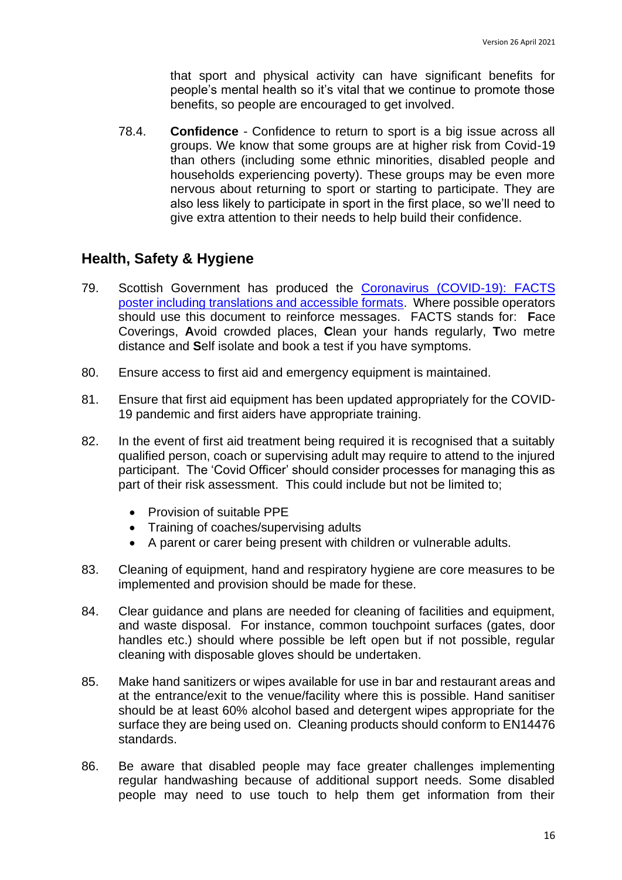that sport and physical activity can have significant benefits for people's mental health so it's vital that we continue to promote those benefits, so people are encouraged to get involved.

78.4. **Confidence** - Confidence to return to sport is a big issue across all groups. We know that some groups are at higher risk from Covid-19 than others (including some ethnic minorities, disabled people and households experiencing poverty). These groups may be even more nervous about returning to sport or starting to participate. They are also less likely to participate in sport in the first place, so we'll need to give extra attention to their needs to help build their confidence.

## Health, Safety & Hygiene

79. Scottish Government has produced the [Coronavirus (COVID-19): FACTS poster including translations and accessible formats](). Where possible operators should use this document to reinforce messages. FACTS stands for: **F**ace Coverings, **A**void crowded places, **C**lean your hands regularly, **T**wo metre distance and **S**elf isolate and book a test if you have symptoms.

80. Ensure access to first aid and emergency equipment is maintained.

81. Ensure that first aid equipment has been updated appropriately for the COVID-19 pandemic and first aiders have appropriate training.

82. In the event of first aid treatment being required it is recognised that a suitably qualified person, coach or supervising adult may require to attend to the injured participant. The 'Covid Officer' should consider processes for managing this as part of their risk assessment. This could include but not be limited to;

    - Provision of suitable PPE
    - Training of coaches/supervising adults
    - A parent or carer being present with children or vulnerable adults.

83. Cleaning of equipment, hand and respiratory hygiene are core measures to be implemented and provision should be made for these.

84. Clear guidance and plans are needed for cleaning of facilities and equipment, and waste disposal. For instance, common touchpoint surfaces (gates, door handles etc.) should where possible be left open but if not possible, regular cleaning with disposable gloves should be undertaken.

85. Make hand sanitizers or wipes available for use in bar and restaurant areas and at the entrance/exit to the venue/facility where this is possible. Hand sanitiser should be at least 60% alcohol based and detergent wipes appropriate for the surface they are being used on. Cleaning products should conform to EN14476 standards.

86. Be aware that disabled people may face greater challenges implementing regular handwashing because of additional support needs. Some disabled people may need to use touch to help them get information from their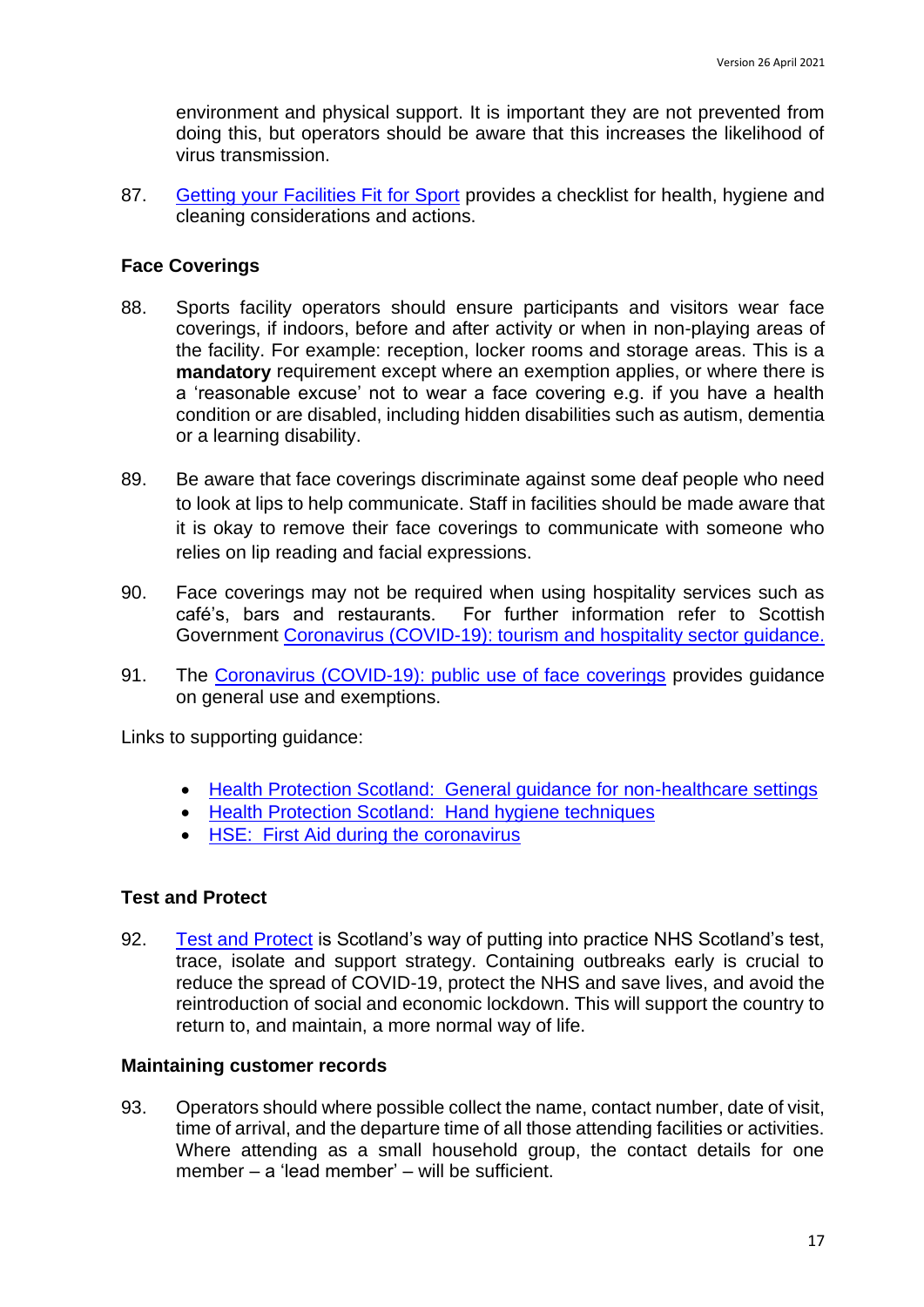environment and physical support. It is important they are not prevented from doing this, but operators should be aware that this increases the likelihood of virus transmission.

87. Getting your Facilities Fit for Sport provides a checklist for health, hygiene and cleaning considerations and actions.

### Face Coverings

88. Sports facility operators should ensure participants and visitors wear face coverings, if indoors, before and after activity or when in non-playing areas of the facility. For example: reception, locker rooms and storage areas. This is a **mandatory** requirement except where an exemption applies, or where there is a 'reasonable excuse' not to wear a face covering e.g. if you have a health condition or are disabled, including hidden disabilities such as autism, dementia or a learning disability.

89. Be aware that face coverings discriminate against some deaf people who need to look at lips to help communicate. Staff in facilities should be made aware that it is okay to remove their face coverings to communicate with someone who relies on lip reading and facial expressions.

90. Face coverings may not be required when using hospitality services such as café's, bars and restaurants. For further information refer to Scottish Government Coronavirus (COVID-19): tourism and hospitality sector guidance.

91. The Coronavirus (COVID-19): public use of face coverings provides guidance on general use and exemptions.

Links to supporting guidance:

- Health Protection Scotland: General guidance for non-healthcare settings
- Health Protection Scotland: Hand hygiene techniques
- HSE: First Aid during the coronavirus

### Test and Protect

92. Test and Protect is Scotland's way of putting into practice NHS Scotland's test, trace, isolate and support strategy. Containing outbreaks early is crucial to reduce the spread of COVID-19, protect the NHS and save lives, and avoid the reintroduction of social and economic lockdown. This will support the country to return to, and maintain, a more normal way of life.

### Maintaining customer records

93. Operators should where possible collect the name, contact number, date of visit, time of arrival, and the departure time of all those attending facilities or activities. Where attending as a small household group, the contact details for one member – a 'lead member' – will be sufficient.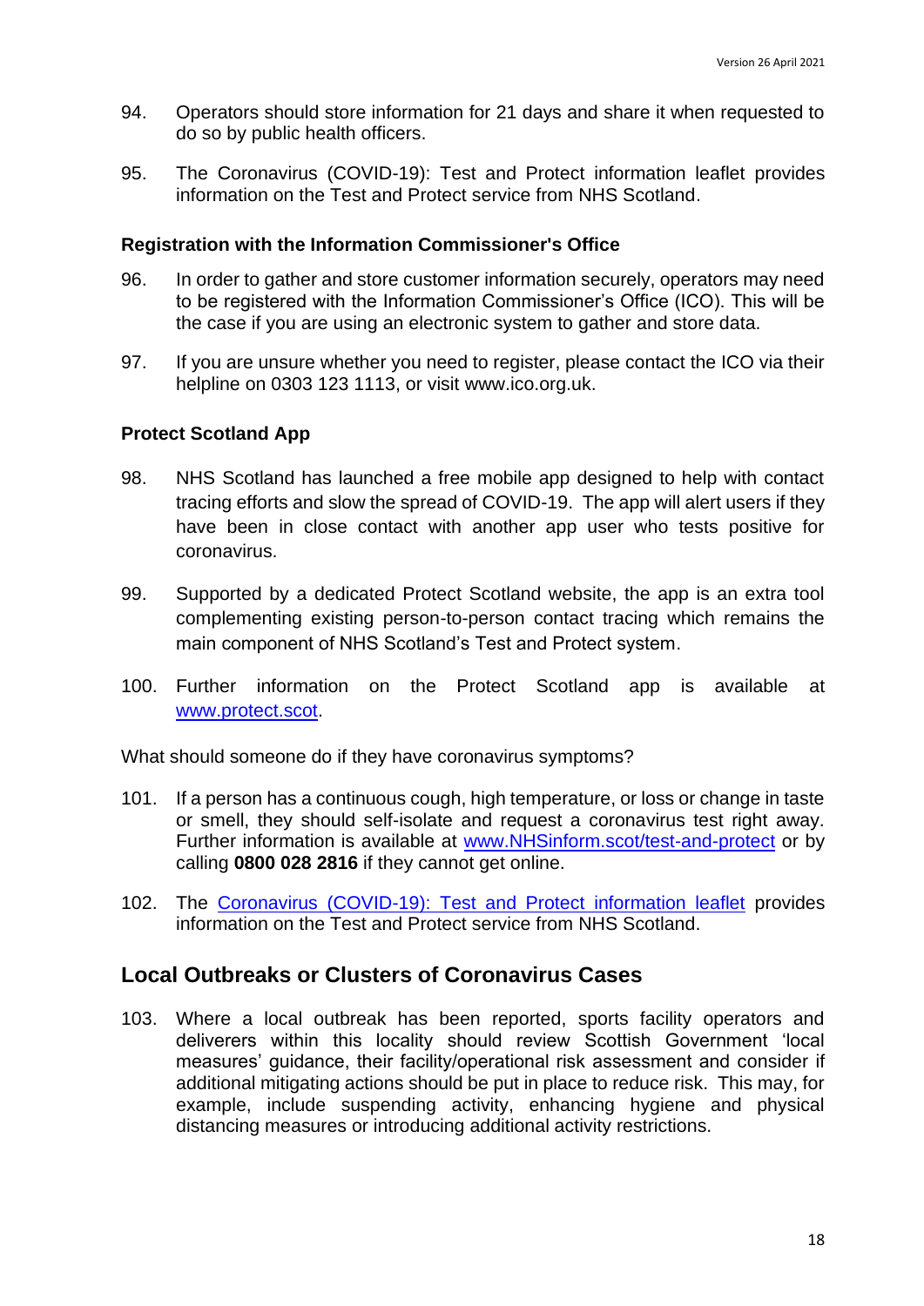94. Operators should store information for 21 days and share it when requested to do so by public health officers.

95. The Coronavirus (COVID-19): Test and Protect information leaflet provides information on the Test and Protect service from NHS Scotland.

### Registration with the Information Commissioner's Office

96. In order to gather and store customer information securely, operators may need to be registered with the Information Commissioner's Office (ICO). This will be the case if you are using an electronic system to gather and store data.

97. If you are unsure whether you need to register, please contact the ICO via their helpline on 0303 123 1113, or visit www.ico.org.uk.

### Protect Scotland App

98. NHS Scotland has launched a free mobile app designed to help with contact tracing efforts and slow the spread of COVID-19. The app will alert users if they have been in close contact with another app user who tests positive for coronavirus.

99. Supported by a dedicated Protect Scotland website, the app is an extra tool complementing existing person-to-person contact tracing which remains the main component of NHS Scotland's Test and Protect system.

100. Further information on the Protect Scotland app is available at [www.protect.scot](www.protect.scot).

What should someone do if they have coronavirus symptoms?

101. If a person has a continuous cough, high temperature, or loss or change in taste or smell, they should self-isolate and request a coronavirus test right away. Further information is available at [www.NHSinform.scot/test-and-protect](www.NHSinform.scot/test-and-protect) or by calling **0800 028 2816** if they cannot get online.

102. The [Coronavirus (COVID-19): Test and Protect information leaflet]() provides information on the Test and Protect service from NHS Scotland.

## Local Outbreaks or Clusters of Coronavirus Cases

103. Where a local outbreak has been reported, sports facility operators and deliverers within this locality should review Scottish Government 'local measures' guidance, their facility/operational risk assessment and consider if additional mitigating actions should be put in place to reduce risk. This may, for example, include suspending activity, enhancing hygiene and physical distancing measures or introducing additional activity restrictions.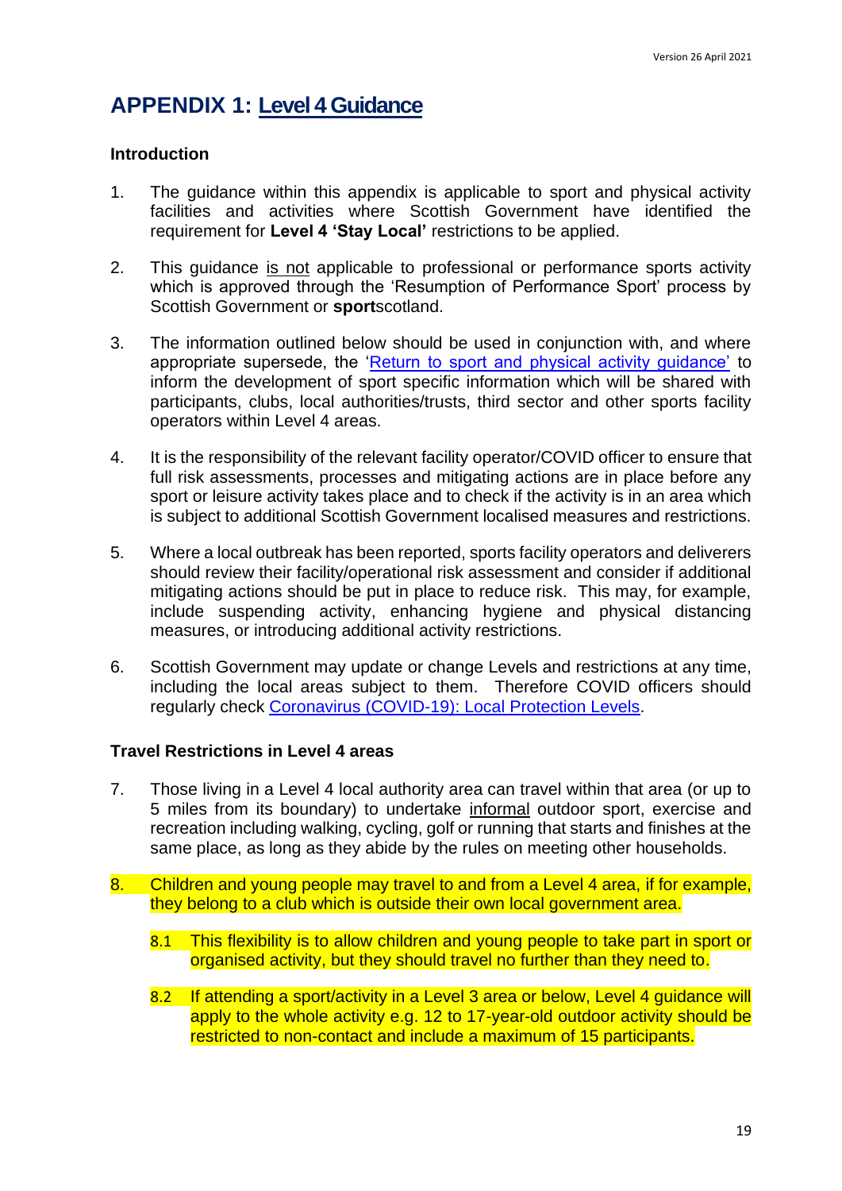# APPENDIX 1: Level 4 Guidance

## Introduction

1. The guidance within this appendix is applicable to sport and physical activity facilities and activities where Scottish Government have identified the requirement for **Level 4 'Stay Local'** restrictions to be applied.

2. This guidance is not applicable to professional or performance sports activity which is approved through the 'Resumption of Performance Sport' process by Scottish Government or **sport**scotland.

3. The information outlined below should be used in conjunction with, and where appropriate supersede, the 'Return to sport and physical activity guidance' to inform the development of sport specific information which will be shared with participants, clubs, local authorities/trusts, third sector and other sports facility operators within Level 4 areas.

4. It is the responsibility of the relevant facility operator/COVID officer to ensure that full risk assessments, processes and mitigating actions are in place before any sport or leisure activity takes place and to check if the activity is in an area which is subject to additional Scottish Government localised measures and restrictions.

5. Where a local outbreak has been reported, sports facility operators and deliverers should review their facility/operational risk assessment and consider if additional mitigating actions should be put in place to reduce risk. This may, for example, include suspending activity, enhancing hygiene and physical distancing measures, or introducing additional activity restrictions.

6. Scottish Government may update or change Levels and restrictions at any time, including the local areas subject to them. Therefore COVID officers should regularly check Coronavirus (COVID-19): Local Protection Levels.

## Travel Restrictions in Level 4 areas

7. Those living in a Level 4 local authority area can travel within that area (or up to 5 miles from its boundary) to undertake informal outdoor sport, exercise and recreation including walking, cycling, golf or running that starts and finishes at the same place, as long as they abide by the rules on meeting other households.

8. Children and young people may travel to and from a Level 4 area, if for example, they belong to a club which is outside their own local government area.

   8.1 This flexibility is to allow children and young people to take part in sport or organised activity, but they should travel no further than they need to.

   8.2 If attending a sport/activity in a Level 3 area or below, Level 4 guidance will apply to the whole activity e.g. 12 to 17-year-old outdoor activity should be restricted to non-contact and include a maximum of 15 participants.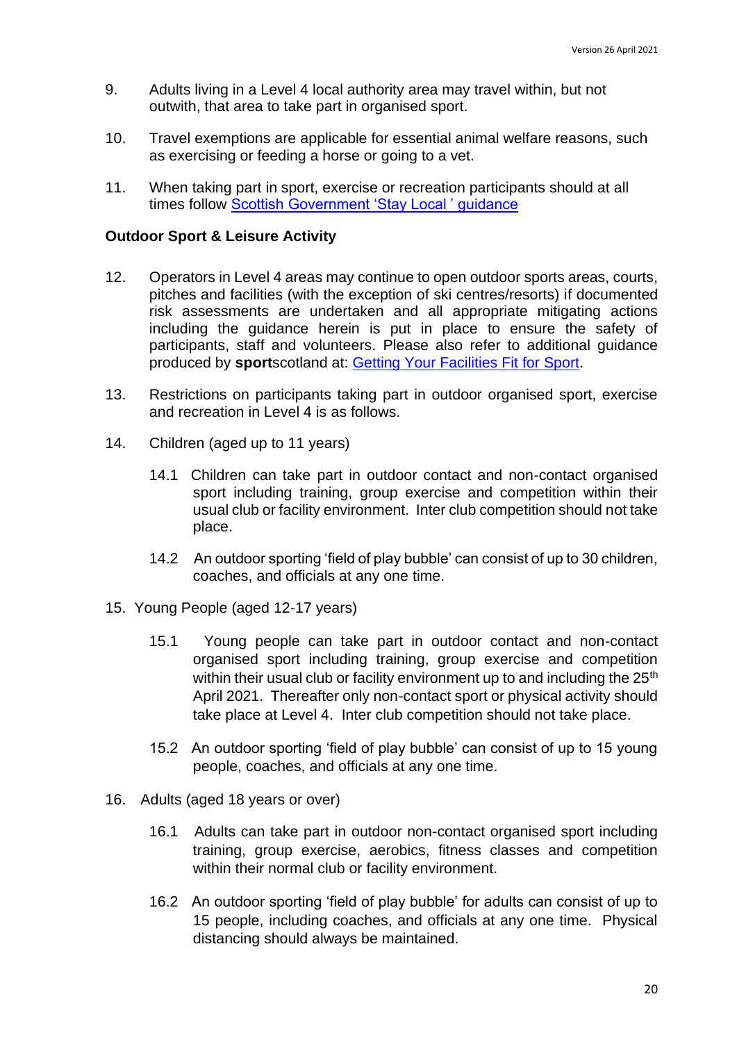9. Adults living in a Level 4 local authority area may travel within, but not outwith, that area to take part in organised sport.

10. Travel exemptions are applicable for essential animal welfare reasons, such as exercising or feeding a horse or going to a vet.

11. When taking part in sport, exercise or recreation participants should at all times follow [Scottish Government 'Stay Local ' guidance](#)

**Outdoor Sport & Leisure Activity**

12. Operators in Level 4 areas may continue to open outdoor sports areas, courts, pitches and facilities (with the exception of ski centres/resorts) if documented risk assessments are undertaken and all appropriate mitigating actions including the guidance herein is put in place to ensure the safety of participants, staff and volunteers. Please also refer to additional guidance produced by **sport**scotland at: [Getting Your Facilities Fit for Sport](#).

13. Restrictions on participants taking part in outdoor organised sport, exercise and recreation in Level 4 is as follows.

14. Children (aged up to 11 years)

    14.1 Children can take part in outdoor contact and non-contact organised sport including training, group exercise and competition within their usual club or facility environment. Inter club competition should not take place.

    14.2 An outdoor sporting 'field of play bubble' can consist of up to 30 children, coaches, and officials at any one time.

15. Young People (aged 12-17 years)

    15.1 Young people can take part in outdoor contact and non-contact organised sport including training, group exercise and competition within their usual club or facility environment up to and including the 25th April 2021. Thereafter only non-contact sport or physical activity should take place at Level 4. Inter club competition should not take place.

    15.2 An outdoor sporting 'field of play bubble' can consist of up to 15 young people, coaches, and officials at any one time.

16. Adults (aged 18 years or over)

    16.1 Adults can take part in outdoor non-contact organised sport including training, group exercise, aerobics, fitness classes and competition within their normal club or facility environment.

    16.2 An outdoor sporting 'field of play bubble' for adults can consist of up to 15 people, including coaches, and officials at any one time. Physical distancing should always be maintained.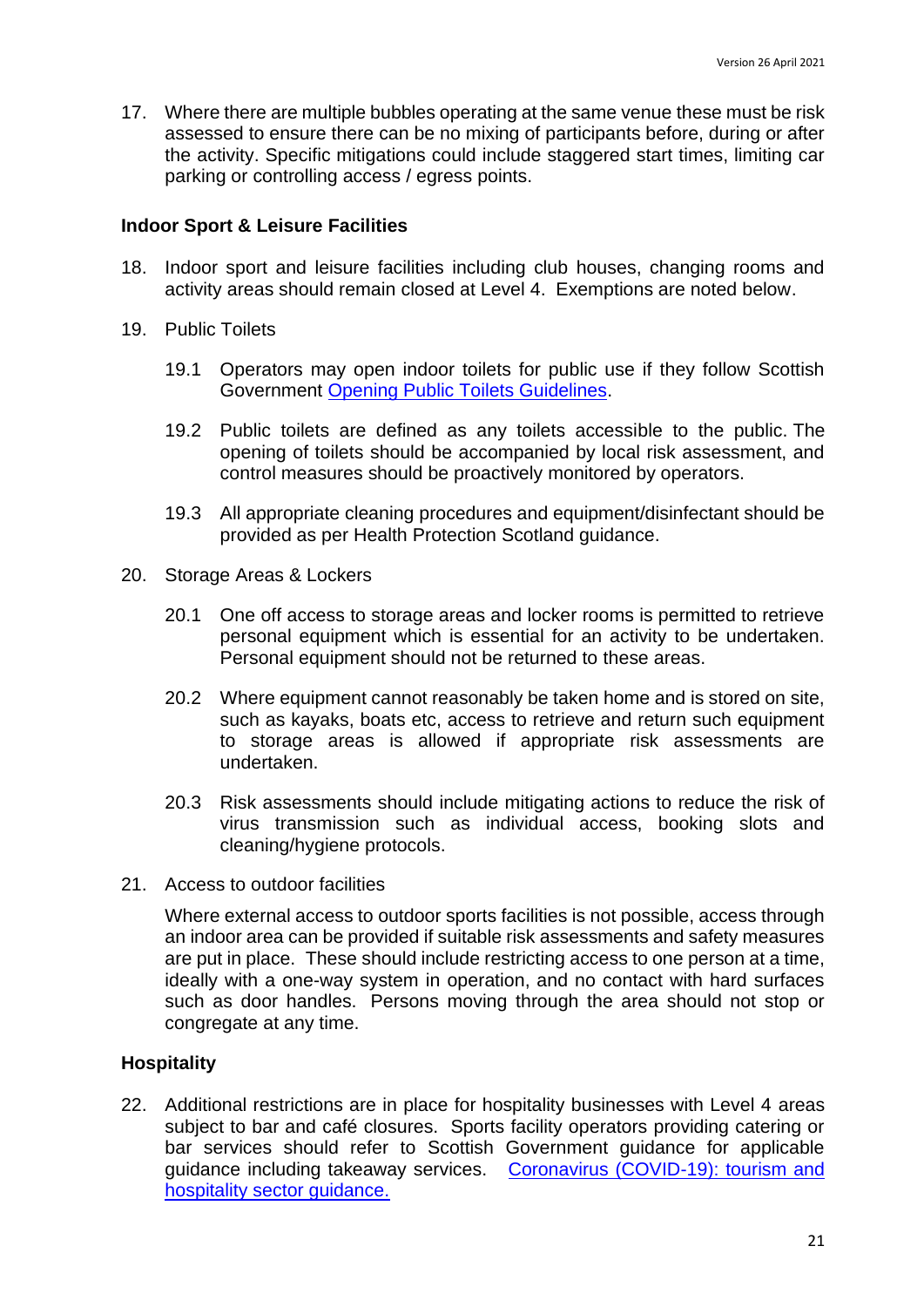17. Where there are multiple bubbles operating at the same venue these must be risk assessed to ensure there can be no mixing of participants before, during or after the activity. Specific mitigations could include staggered start times, limiting car parking or controlling access / egress points.

**Indoor Sport & Leisure Facilities**

18. Indoor sport and leisure facilities including club houses, changing rooms and activity areas should remain closed at Level 4. Exemptions are noted below.

19. Public Toilets

    19.1 Operators may open indoor toilets for public use if they follow Scottish Government [Opening Public Toilets Guidelines](Opening Public Toilets Guidelines).

    19.2 Public toilets are defined as any toilets accessible to the public. The opening of toilets should be accompanied by local risk assessment, and control measures should be proactively monitored by operators.

    19.3 All appropriate cleaning procedures and equipment/disinfectant should be provided as per Health Protection Scotland guidance.

20. Storage Areas & Lockers

    20.1 One off access to storage areas and locker rooms is permitted to retrieve personal equipment which is essential for an activity to be undertaken. Personal equipment should not be returned to these areas.

    20.2 Where equipment cannot reasonably be taken home and is stored on site, such as kayaks, boats etc, access to retrieve and return such equipment to storage areas is allowed if appropriate risk assessments are undertaken.

    20.3 Risk assessments should include mitigating actions to reduce the risk of virus transmission such as individual access, booking slots and cleaning/hygiene protocols.

21. Access to outdoor facilities

    Where external access to outdoor sports facilities is not possible, access through an indoor area can be provided if suitable risk assessments and safety measures are put in place. These should include restricting access to one person at a time, ideally with a one-way system in operation, and no contact with hard surfaces such as door handles. Persons moving through the area should not stop or congregate at any time.

**Hospitality**

22. Additional restrictions are in place for hospitality businesses with Level 4 areas subject to bar and café closures. Sports facility operators providing catering or bar services should refer to Scottish Government guidance for applicable guidance including takeaway services. [Coronavirus (COVID-19): tourism and hospitality sector guidance.](Coronavirus (COVID-19): tourism and hospitality sector guidance.)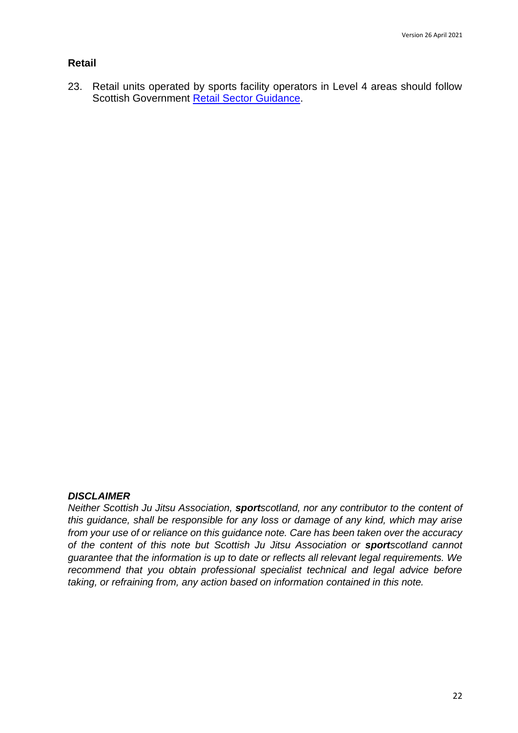## Retail

23. Retail units operated by sports facility operators in Level 4 areas should follow Scottish Government [Retail Sector Guidance](#).

***DISCLAIMER***

*Neither Scottish Ju Jitsu Association,* ***sport****scotland, nor any contributor to the content of this guidance, shall be responsible for any loss or damage of any kind, which may arise from your use of or reliance on this guidance note. Care has been taken over the accuracy of the content of this note but Scottish Ju Jitsu Association or* ***sport****scotland cannot guarantee that the information is up to date or reflects all relevant legal requirements. We recommend that you obtain professional specialist technical and legal advice before taking, or refraining from, any action based on information contained in this note.*